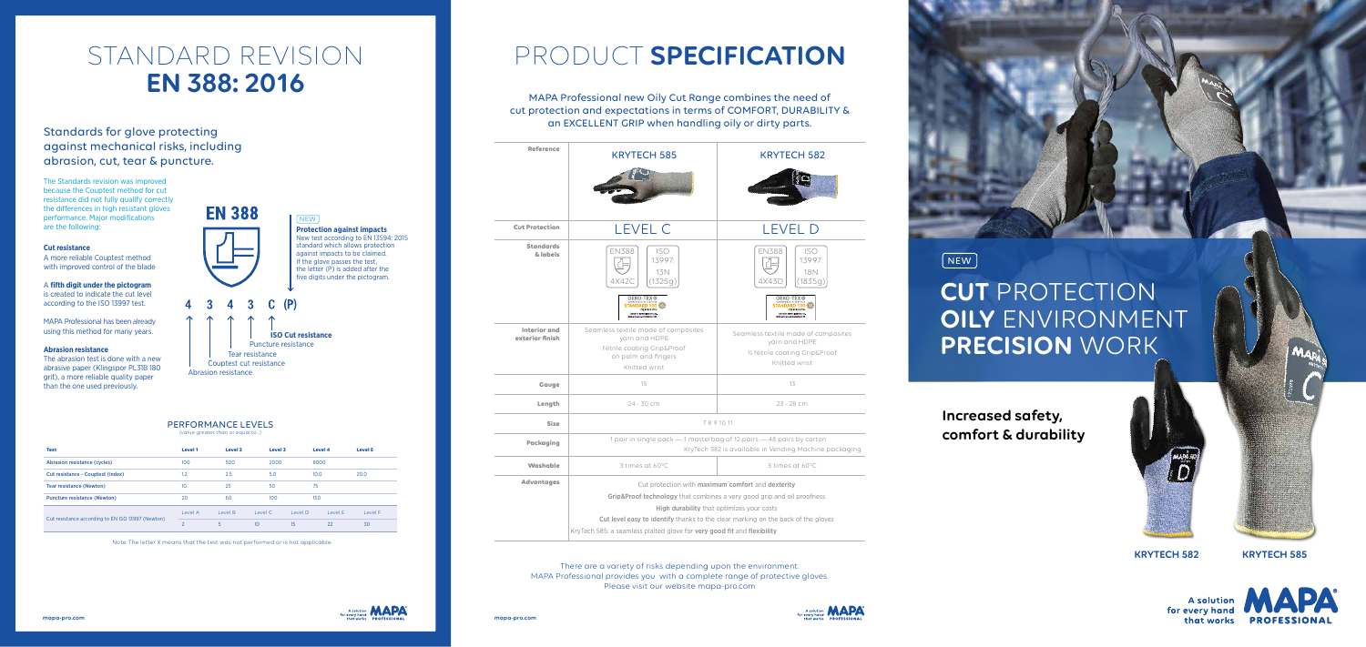# STANDARD REVISION **EN 388: 2016**

## Standards for glove protecting against mechanical risks, including abrasion, cut, tear & puncture.

The Standards revision was improved because the Couptest method for cut resistance did not fully qualify correctly the differences in high resistant gloves performance. Major modifications are the following:

**Cut resistance**
A more reliable Couptest method with improved control of the blade

A **fifth digit under the pictogram** is created to indicate the cut level according to the ISO 13997 test.

MAPA Professional has been already using this method for many years.

**Abrasion resistance**
The abrasion test is done with a new abrasive paper (Klingspor PL31B 180 grit), a more reliable quality paper than the one used previously.

**EN 388**

NEW
**Protection against impacts**
New test according to EN 13594: 2015 standard which allows protection against impacts to be claimed. If the glove passes the test, the letter (P) is added after the five digits under the pictogram.

4 3 4 3 C (P)

- **ISO Cut resistance**
- Puncture resistance
- Tear resistance
- Couptest cut resistance
- Abrasion resistance

### PERFORMANCE LEVELS
(value greater than or equal to...)

| Test | Level 1 | Level 2 | Level 3 | Level 4 | Level 5 | |
|---|---|---|---|---|---|---|
| Abrasion resistance (cycles) | 100 | 500 | 2000 | 8000 | | |
| Cut resistance - Couptest (index) | 1.2 | 2.5 | 5.0 | 10.0 | 20.0 | |
| Tear resistance (Newton) | 10 | 25 | 50 | 75 | | |
| Puncture resistance (Newton) | 20 | 60 | 100 | 150 | | |
| Cut resistance according to EN ISO 13997 (Newton) | Level A | Level B | Level C | Level D | Level E | Level F |
| | 2 | 5 | 10 | 15 | 22 | 30 |

Note: The letter X means that the test was not performed or is not applicable.

# PRODUCT **SPECIFICATION**

MAPA Professional new Oily Cut Range combines the need of cut protection and expectations in terms of COMFORT, DURABILITY & an EXCELLENT GRIP when handling oily or dirty parts.

| Reference | KRYTECH 585 | KRYTECH 582 |
|---|---|---|
| Cut Protection | LEVEL C | LEVEL D |
| Standards & labels | EN388 4X42C; ISO 13997: 13N (1325g); OEKO-TEX® STANDARD 100 | EN388 4X43D; ISO 13997: 18N (1835g); OEKO-TEX® STANDARD 100 |
| Interior and exterior finish | Seamless textile made of composites yarn and HDPE; Nitrile coating Grip&Proof on palm and fingers; Knitted wrist | Seamless textile made of composites yarn and HDPE; ¾ Nitrile coating Grip&Proof; Knitted wrist |
| Gauge | 15 | 13 |
| Length | 24 - 30 cm | 23 - 28 cm |
| Size | 7 8 9 10 11 | |
| Packaging | 1 pair in single pack — 1 masterbag of 12 pairs — 48 pairs by carton; KryTech 582 is available in Vending Machine packaging | |
| Washable | 3 times at 60°C | 5 times at 60°C |
| Advantages | Cut protection with **maximum comfort** and **dexterity**; **Grip&Proof technology** that combines a very good grip and oil proofness; **High durability** that optimizes your costs; **Cut level easy to identify** thanks to the clear marking on the back of the gloves; KryTech 585: a seamless plaited glove for **very good fit** and **flexibility** | |

There are a variety of risks depending upon the environment.
MAPA Professional provides you with a complete range of protective gloves.
Please visit our website mapa-pro.com

NEW

# **CUT** PROTECTION **OILY** ENVIRONMENT **PRECISION** WORK

**Increased safety, comfort & durability**

**KRYTECH 582** **KRYTECH 585**

A solution for every hand that works — MAPA PROFESSIONAL

mapa-pro.com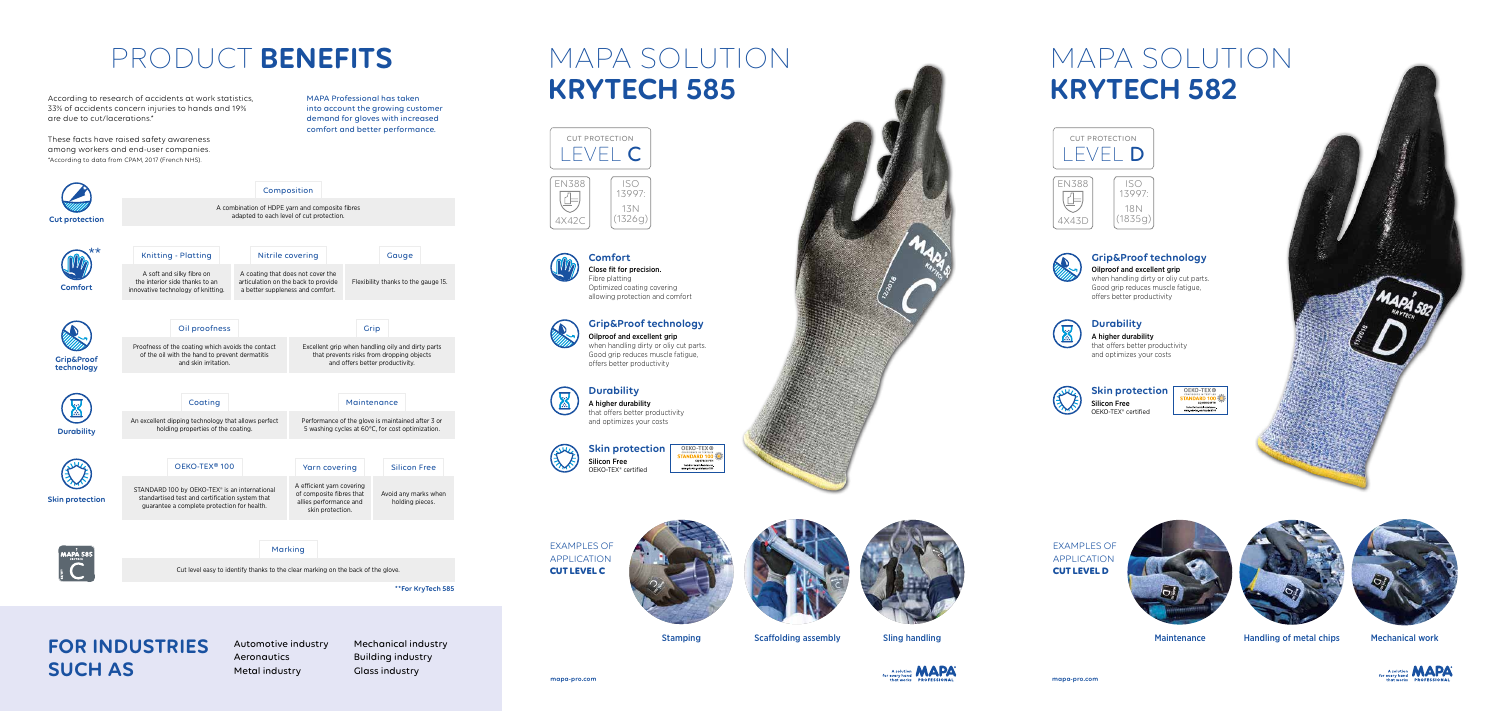# PRODUCT **BENEFITS**

According to research of accidents at work statistics, 33% of accidents concern injuries to hands and 19% are due to cut/lacerations.*

These facts have raised safety awareness among workers and end-user companies.
*According to data from CPAM, 2017 (French NHS).

MAPA Professional has taken into account the growing customer demand for gloves with increased comfort and better performance.

**Cut protection**

| Composition |
|---|
| A combination of HDPE yarn and composite fibres adapted to each level of cut protection. |

**Comfort****

| Knitting - Platting | Nitrile covering | Gauge |
|---|---|---|
| A soft and silky fibre on the interior side thanks to an innovative technology of knitting. | A coating that does not cover the articulation on the back to provide a better suppleness and comfort. | Flexibility thanks to the gauge 15. |

**Grip&Proof technology**

| Oil proofness | Grip |
|---|---|
| Proofness of the coating which avoids the contact of the oil with the hand to prevent dermatitis and skin irritation. | Excellent grip when handling oily and dirty parts that prevents risks from dropping objects and offers better productivity. |

**Durability**

| Coating | Maintenance |
|---|---|
| An excellent dipping technology that allows perfect holding properties of the coating. | Performance of the glove is maintained after 3 or 5 washing cycles at 60°C, for cost optimization. |

**Skin protection**

| OEKO-TEX® 100 | Yarn covering | Silicon Free |
|---|---|---|
| STANDARD 100 by OEKO-TEX® is an international standardised test and certification system that guarantee a complete protection for health. | A efficient yarn covering of composite fibres that allies performance and skin protection. | Avoid any marks when holding pieces. |

| Marking |
|---|
| Cut level easy to identify thanks to the clear marking on the back of the glove. |

**For KryTech 585

## FOR INDUSTRIES SUCH AS

- Automotive industry
- Aeronautics
- Metal industry
- Mechanical industry
- Building industry
- Glass industry

# MAPA SOLUTION **KRYTECH 585**

CUT PROTECTION LEVEL **C**

EN388 4X42C

ISO 13997: 13N (1326g)

### Comfort
**Close fit for precision.**
Fibre platting
Optimized coating covering allowing protection and comfort

### Grip&Proof technology
**Oilproof and excellent grip**
when handling dirty or oily cut parts. Good grip reduces muscle fatigue, offers better productivity

### Durability
**A higher durability**
that offers better productivity and optimizes your costs

### Skin protection
**Silicon Free**
OEKO-TEX® certified

EXAMPLES OF APPLICATION **CUT LEVEL C**

Stamping — Scaffolding assembly — Sling handling

mapa-pro.com

# MAPA SOLUTION **KRYTECH 582**

CUT PROTECTION LEVEL **D**

EN388 4X43D

ISO 13997: 18N (1835g)

### Grip&Proof technology
**Oilproof and excellent grip**
when handling dirty or oily cut parts. Good grip reduces muscle fatigue, offers better productivity

### Durability
**A higher durability**
that offers better productivity and optimizes your costs

### Skin protection
**Silicon Free**
OEKO-TEX® certified

EXAMPLES OF APPLICATION **CUT LEVEL D**

Maintenance — Handling of metal chips — Mechanical work

mapa-pro.com